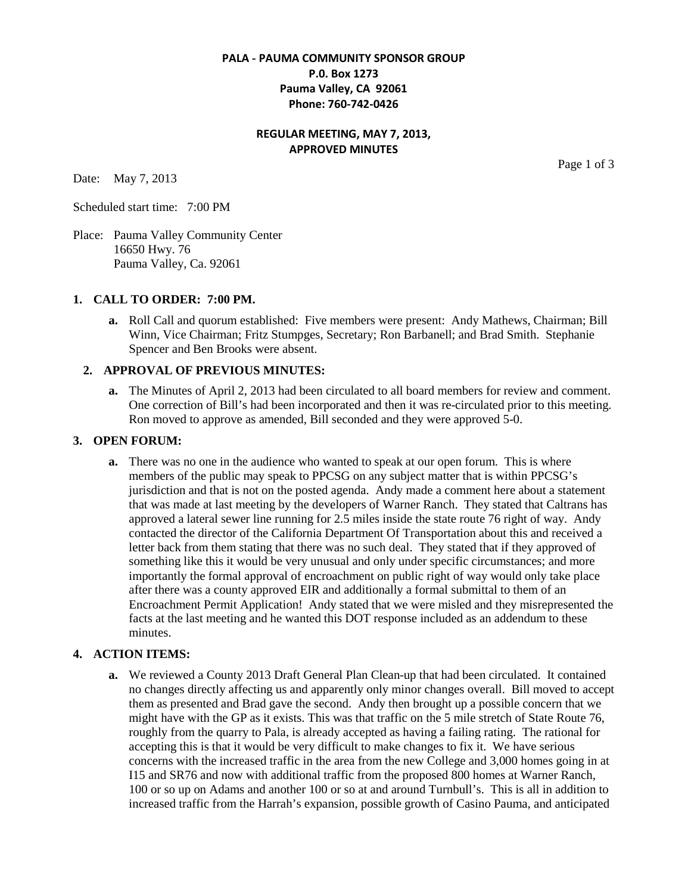**PALA - PAUMA COMMUNITY SPONSOR GROUP**
**P.0. Box 1273**
**Pauma Valley, CA 92061**
**Phone: 760-742-0426**

**REGULAR MEETING, MAY 7, 2013,**
**APPROVED MINUTES**

Date: May 7, 2013

Scheduled start time: 7:00 PM

Place: Pauma Valley Community Center
16650 Hwy. 76
Pauma Valley, Ca. 92061

## 1. CALL TO ORDER: 7:00 PM.

**a.** Roll Call and quorum established: Five members were present: Andy Mathews, Chairman; Bill Winn, Vice Chairman; Fritz Stumpges, Secretary; Ron Barbanell; and Brad Smith. Stephanie Spencer and Ben Brooks were absent.

## 2. APPROVAL OF PREVIOUS MINUTES:

**a.** The Minutes of April 2, 2013 had been circulated to all board members for review and comment. One correction of Bill's had been incorporated and then it was re-circulated prior to this meeting. Ron moved to approve as amended, Bill seconded and they were approved 5-0.

## 3. OPEN FORUM:

**a.** There was no one in the audience who wanted to speak at our open forum. This is where members of the public may speak to PPCSG on any subject matter that is within PPCSG's jurisdiction and that is not on the posted agenda. Andy made a comment here about a statement that was made at last meeting by the developers of Warner Ranch. They stated that Caltrans has approved a lateral sewer line running for 2.5 miles inside the state route 76 right of way. Andy contacted the director of the California Department Of Transportation about this and received a letter back from them stating that there was no such deal. They stated that if they approved of something like this it would be very unusual and only under specific circumstances; and more importantly the formal approval of encroachment on public right of way would only take place after there was a county approved EIR and additionally a formal submittal to them of an Encroachment Permit Application! Andy stated that we were misled and they misrepresented the facts at the last meeting and he wanted this DOT response included as an addendum to these minutes.

## 4. ACTION ITEMS:

**a.** We reviewed a County 2013 Draft General Plan Clean-up that had been circulated. It contained no changes directly affecting us and apparently only minor changes overall. Bill moved to accept them as presented and Brad gave the second. Andy then brought up a possible concern that we might have with the GP as it exists. This was that traffic on the 5 mile stretch of State Route 76, roughly from the quarry to Pala, is already accepted as having a failing rating. The rational for accepting this is that it would be very difficult to make changes to fix it. We have serious concerns with the increased traffic in the area from the new College and 3,000 homes going in at I15 and SR76 and now with additional traffic from the proposed 800 homes at Warner Ranch, 100 or so up on Adams and another 100 or so at and around Turnbull's. This is all in addition to increased traffic from the Harrah's expansion, possible growth of Casino Pauma, and anticipated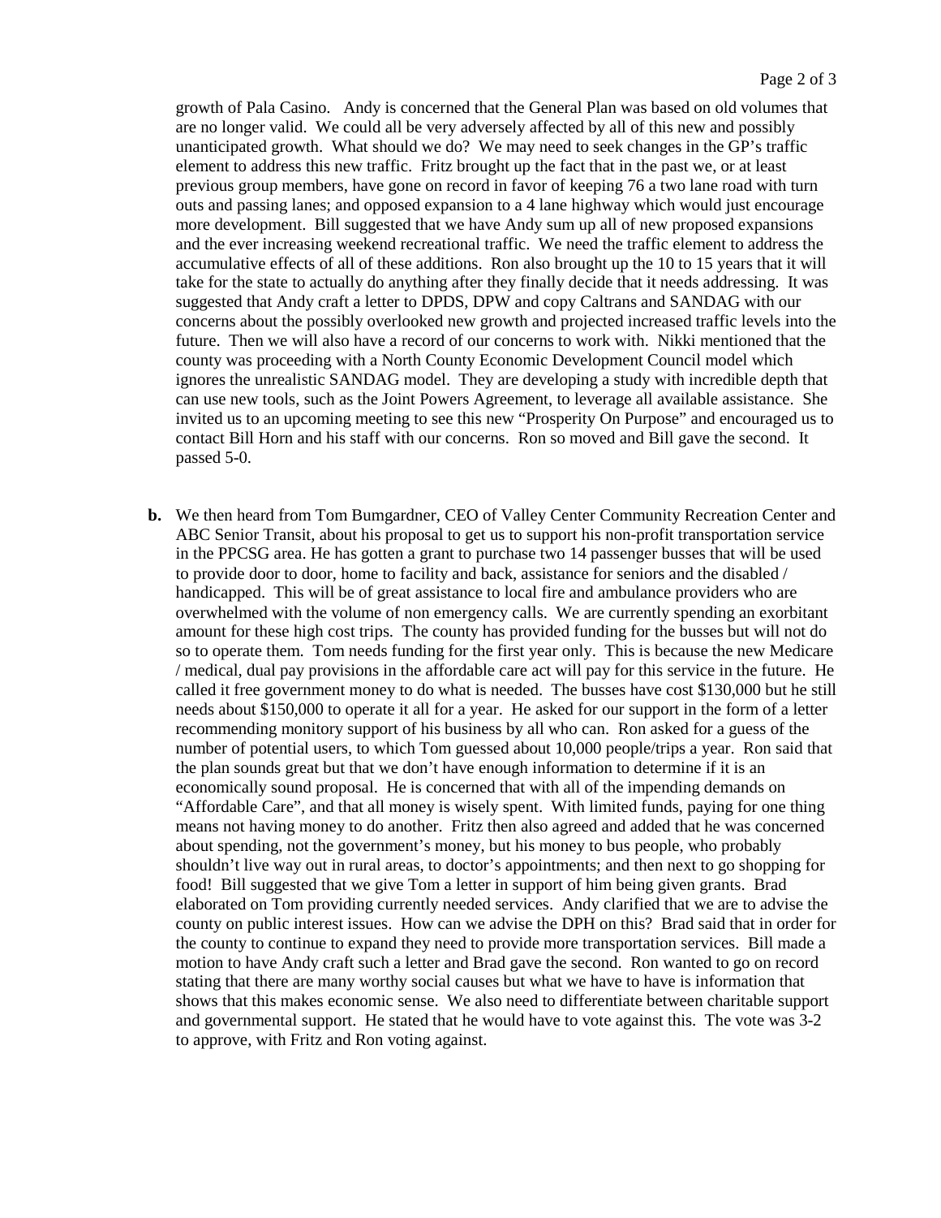growth of Pala Casino. Andy is concerned that the General Plan was based on old volumes that are no longer valid. We could all be very adversely affected by all of this new and possibly unanticipated growth. What should we do? We may need to seek changes in the GP's traffic element to address this new traffic. Fritz brought up the fact that in the past we, or at least previous group members, have gone on record in favor of keeping 76 a two lane road with turn outs and passing lanes; and opposed expansion to a 4 lane highway which would just encourage more development. Bill suggested that we have Andy sum up all of new proposed expansions and the ever increasing weekend recreational traffic. We need the traffic element to address the accumulative effects of all of these additions. Ron also brought up the 10 to 15 years that it will take for the state to actually do anything after they finally decide that it needs addressing. It was suggested that Andy craft a letter to DPDS, DPW and copy Caltrans and SANDAG with our concerns about the possibly overlooked new growth and projected increased traffic levels into the future. Then we will also have a record of our concerns to work with. Nikki mentioned that the county was proceeding with a North County Economic Development Council model which ignores the unrealistic SANDAG model. They are developing a study with incredible depth that can use new tools, such as the Joint Powers Agreement, to leverage all available assistance. She invited us to an upcoming meeting to see this new "Prosperity On Purpose" and encouraged us to contact Bill Horn and his staff with our concerns. Ron so moved and Bill gave the second. It passed 5-0.

**b.** We then heard from Tom Bumgardner, CEO of Valley Center Community Recreation Center and ABC Senior Transit, about his proposal to get us to support his non-profit transportation service in the PPCSG area. He has gotten a grant to purchase two 14 passenger busses that will be used to provide door to door, home to facility and back, assistance for seniors and the disabled / handicapped. This will be of great assistance to local fire and ambulance providers who are overwhelmed with the volume of non emergency calls. We are currently spending an exorbitant amount for these high cost trips. The county has provided funding for the busses but will not do so to operate them. Tom needs funding for the first year only. This is because the new Medicare / medical, dual pay provisions in the affordable care act will pay for this service in the future. He called it free government money to do what is needed. The busses have cost $130,000 but he still needs about $150,000 to operate it all for a year. He asked for our support in the form of a letter recommending monitory support of his business by all who can. Ron asked for a guess of the number of potential users, to which Tom guessed about 10,000 people/trips a year. Ron said that the plan sounds great but that we don't have enough information to determine if it is an economically sound proposal. He is concerned that with all of the impending demands on "Affordable Care", and that all money is wisely spent. With limited funds, paying for one thing means not having money to do another. Fritz then also agreed and added that he was concerned about spending, not the government's money, but his money to bus people, who probably shouldn't live way out in rural areas, to doctor's appointments; and then next to go shopping for food! Bill suggested that we give Tom a letter in support of him being given grants. Brad elaborated on Tom providing currently needed services. Andy clarified that we are to advise the county on public interest issues. How can we advise the DPH on this? Brad said that in order for the county to continue to expand they need to provide more transportation services. Bill made a motion to have Andy craft such a letter and Brad gave the second. Ron wanted to go on record stating that there are many worthy social causes but what we have to have is information that shows that this makes economic sense. We also need to differentiate between charitable support and governmental support. He stated that he would have to vote against this. The vote was 3-2 to approve, with Fritz and Ron voting against.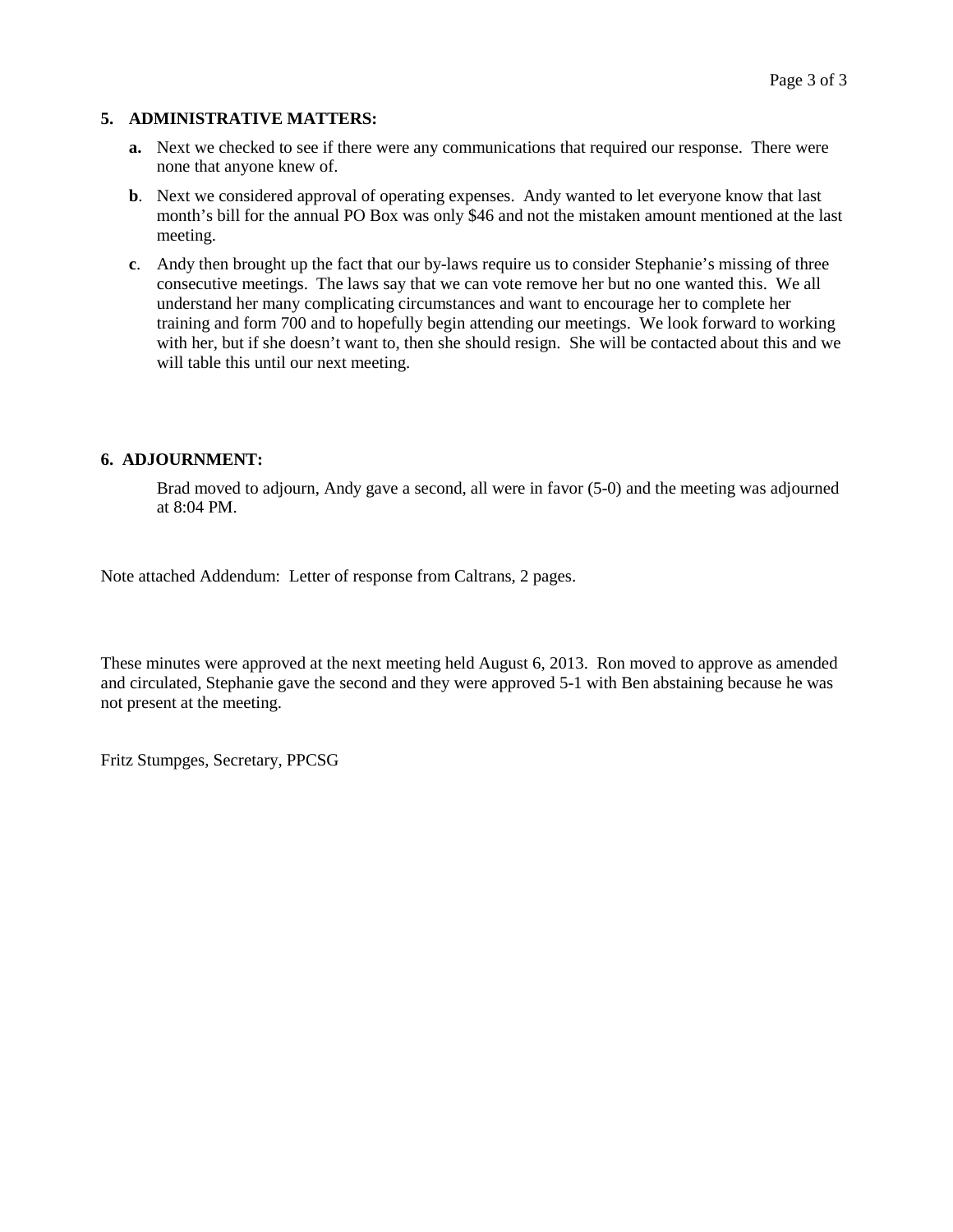## 5. ADMINISTRATIVE MATTERS:

**a.** Next we checked to see if there were any communications that required our response. There were none that anyone knew of.

**b**. Next we considered approval of operating expenses. Andy wanted to let everyone know that last month's bill for the annual PO Box was only $46 and not the mistaken amount mentioned at the last meeting.

**c**. Andy then brought up the fact that our by-laws require us to consider Stephanie's missing of three consecutive meetings. The laws say that we can vote remove her but no one wanted this. We all understand her many complicating circumstances and want to encourage her to complete her training and form 700 and to hopefully begin attending our meetings. We look forward to working with her, but if she doesn't want to, then she should resign. She will be contacted about this and we will table this until our next meeting.

## 6. ADJOURNMENT:

Brad moved to adjourn, Andy gave a second, all were in favor (5-0) and the meeting was adjourned at 8:04 PM.

Note attached Addendum: Letter of response from Caltrans, 2 pages.

These minutes were approved at the next meeting held August 6, 2013. Ron moved to approve as amended and circulated, Stephanie gave the second and they were approved 5-1 with Ben abstaining because he was not present at the meeting.

Fritz Stumpges, Secretary, PPCSG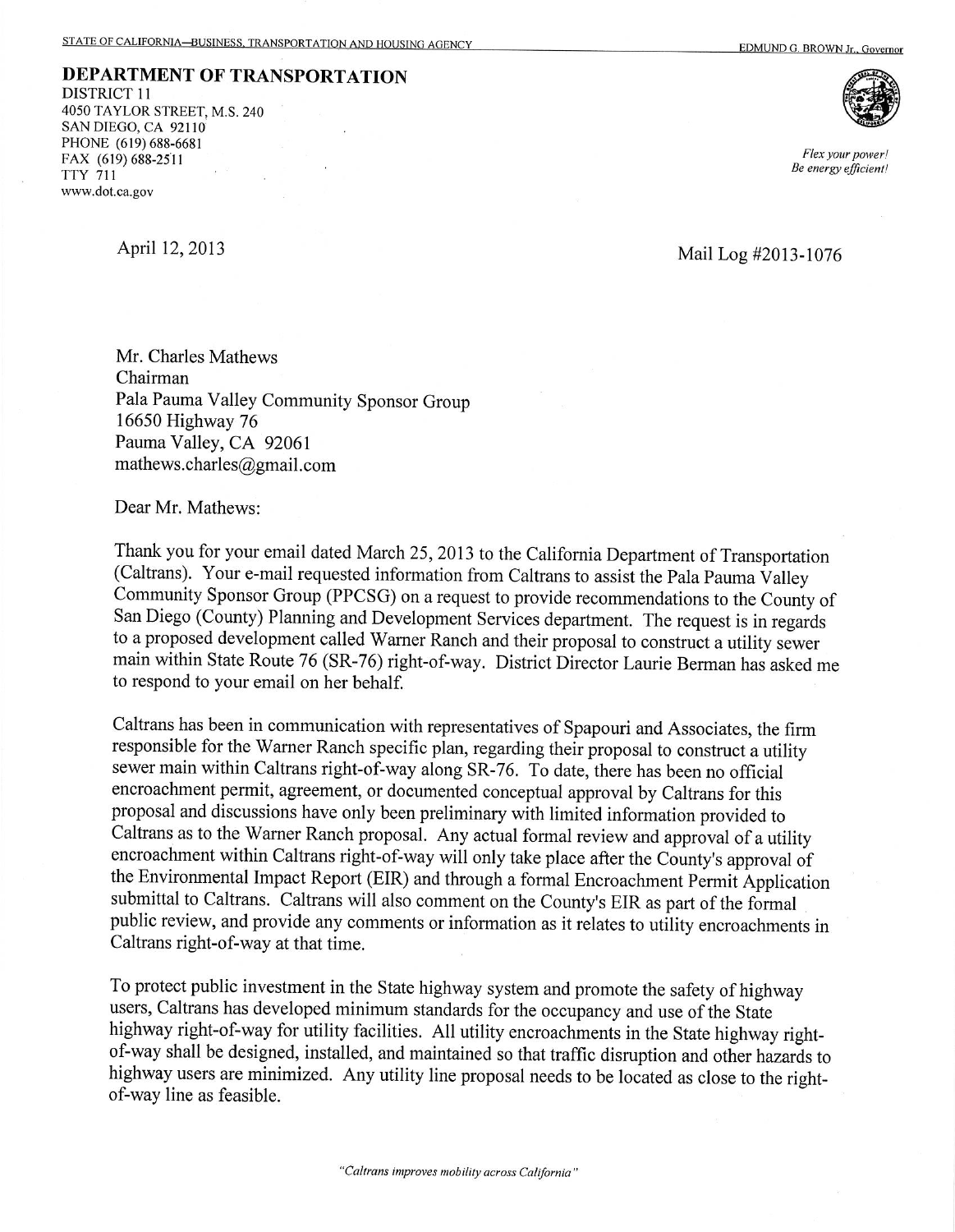STATE OF CALIFORNIA—BUSINESS, TRANSPORTATION AND HOUSING AGENCY EDMUND G. BROWN Jr., Governor

**DEPARTMENT OF TRANSPORTATION**
DISTRICT 11
4050 TAYLOR STREET, M.S. 240
SAN DIEGO, CA 92110
PHONE (619) 688-6681
FAX (619) 688-2511
TTY 711
www.dot.ca.gov

*Flex your power!*
*Be energy efficient!*

April 12, 2013

Mail Log #2013-1076

Mr. Charles Mathews
Chairman
Pala Pauma Valley Community Sponsor Group
16650 Highway 76
Pauma Valley, CA 92061
mathews.charles@gmail.com

Dear Mr. Mathews:

Thank you for your email dated March 25, 2013 to the California Department of Transportation (Caltrans). Your e-mail requested information from Caltrans to assist the Pala Pauma Valley Community Sponsor Group (PPCSG) on a request to provide recommendations to the County of San Diego (County) Planning and Development Services department. The request is in regards to a proposed development called Warner Ranch and their proposal to construct a utility sewer main within State Route 76 (SR-76) right-of-way. District Director Laurie Berman has asked me to respond to your email on her behalf.

Caltrans has been in communication with representatives of Spapouri and Associates, the firm responsible for the Warner Ranch specific plan, regarding their proposal to construct a utility sewer main within Caltrans right-of-way along SR-76. To date, there has been no official encroachment permit, agreement, or documented conceptual approval by Caltrans for this proposal and discussions have only been preliminary with limited information provided to Caltrans as to the Warner Ranch proposal. Any actual formal review and approval of a utility encroachment within Caltrans right-of-way will only take place after the County's approval of the Environmental Impact Report (EIR) and through a formal Encroachment Permit Application submittal to Caltrans. Caltrans will also comment on the County's EIR as part of the formal public review, and provide any comments or information as it relates to utility encroachments in Caltrans right-of-way at that time.

To protect public investment in the State highway system and promote the safety of highway users, Caltrans has developed minimum standards for the occupancy and use of the State highway right-of-way for utility facilities. All utility encroachments in the State highway right-of-way shall be designed, installed, and maintained so that traffic disruption and other hazards to highway users are minimized. Any utility line proposal needs to be located as close to the right-of-way line as feasible.

*"Caltrans improves mobility across California"*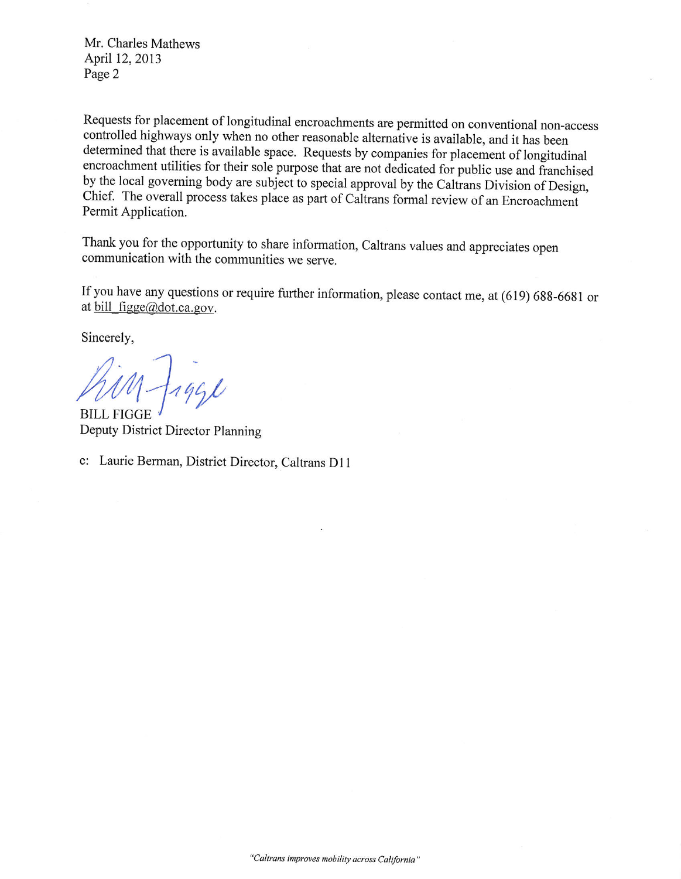Mr. Charles Mathews
April 12, 2013
Page 2

Requests for placement of longitudinal encroachments are permitted on conventional non-access controlled highways only when no other reasonable alternative is available, and it has been determined that there is available space. Requests by companies for placement of longitudinal encroachment utilities for their sole purpose that are not dedicated for public use and franchised by the local governing body are subject to special approval by the Caltrans Division of Design, Chief. The overall process takes place as part of Caltrans formal review of an Encroachment Permit Application.

Thank you for the opportunity to share information, Caltrans values and appreciates open communication with the communities we serve.

If you have any questions or require further information, please contact me, at (619) 688-6681 or at bill_figge@dot.ca.gov.

Sincerely,

BILL FIGGE
Deputy District Director Planning

c: Laurie Berman, District Director, Caltrans D11

*"Caltrans improves mobility across California"*